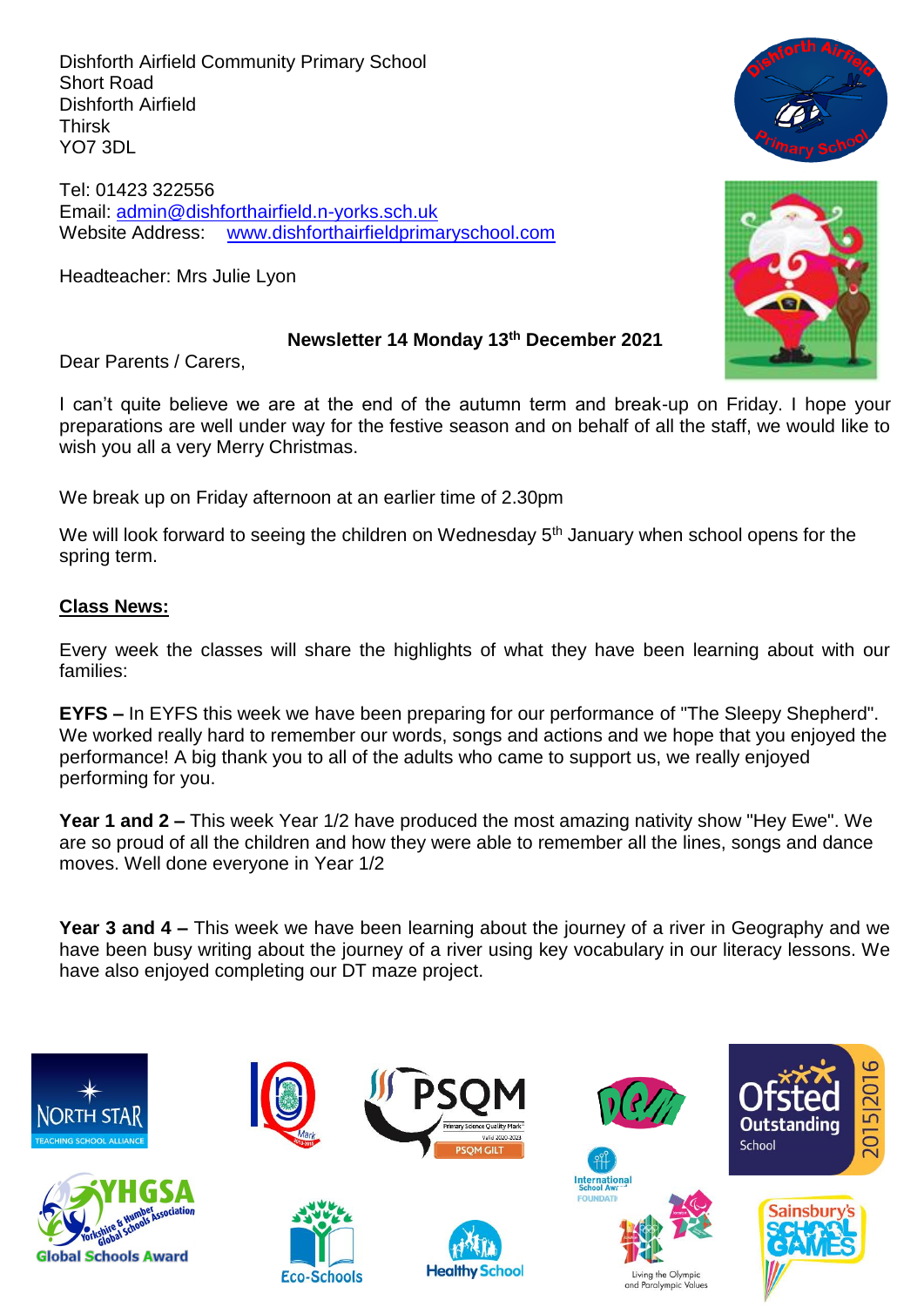Dishforth Airfield Community Primary School
Short Road
Dishforth Airfield
Thirsk
YO7 3DL

Tel: 01423 322556
Email: admin@dishforthairfield.n-yorks.sch.uk
Website Address: www.dishforthairfieldprimaryschool.com

Headteacher: Mrs Julie Lyon

**Newsletter 14 Monday 13th December 2021**

Dear Parents / Carers,

I can't quite believe we are at the end of the autumn term and break-up on Friday. I hope your preparations are well under way for the festive season and on behalf of all the staff, we would like to wish you all a very Merry Christmas.

We break up on Friday afternoon at an earlier time of 2.30pm

We will look forward to seeing the children on Wednesday 5th January when school opens for the spring term.

## Class News:

Every week the classes will share the highlights of what they have been learning about with our families:

**EYFS –** In EYFS this week we have been preparing for our performance of "The Sleepy Shepherd". We worked really hard to remember our words, songs and actions and we hope that you enjoyed the performance! A big thank you to all of the adults who came to support us, we really enjoyed performing for you.

**Year 1 and 2 –** This week Year 1/2 have produced the most amazing nativity show "Hey Ewe". We are so proud of all the children and how they were able to remember all the lines, songs and dance moves. Well done everyone in Year 1/2

**Year 3 and 4 –** This week we have been learning about the journey of a river in Geography and we have been busy writing about the journey of a river using key vocabulary in our literacy lessons. We have also enjoyed completing our DT maze project.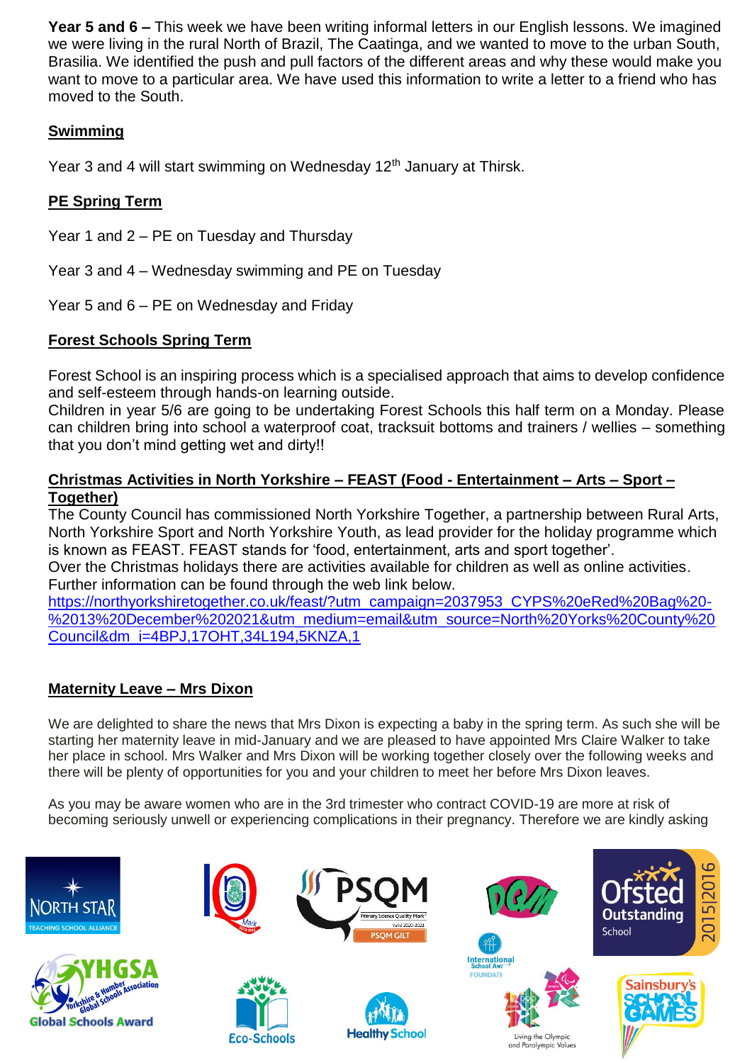**Year 5 and 6 –** This week we have been writing informal letters in our English lessons. We imagined we were living in the rural North of Brazil, The Caatinga, and we wanted to move to the urban South, Brasilia. We identified the push and pull factors of the different areas and why these would make you want to move to a particular area. We have used this information to write a letter to a friend who has moved to the South.

## Swimming

Year 3 and 4 will start swimming on Wednesday 12th January at Thirsk.

## PE Spring Term

Year 1 and 2 – PE on Tuesday and Thursday

Year 3 and 4 – Wednesday swimming and PE on Tuesday

Year 5 and 6 – PE on Wednesday and Friday

## Forest Schools Spring Term

Forest School is an inspiring process which is a specialised approach that aims to develop confidence and self-esteem through hands-on learning outside.
Children in year 5/6 are going to be undertaking Forest Schools this half term on a Monday. Please can children bring into school a waterproof coat, tracksuit bottoms and trainers / wellies – something that you don't mind getting wet and dirty!!

## Christmas Activities in North Yorkshire – FEAST (Food - Entertainment – Arts – Sport – Together)

The County Council has commissioned North Yorkshire Together, a partnership between Rural Arts, North Yorkshire Sport and North Yorkshire Youth, as lead provider for the holiday programme which is known as FEAST. FEAST stands for 'food, entertainment, arts and sport together'.
Over the Christmas holidays there are activities available for children as well as online activities.
Further information can be found through the web link below.
https://northyorkshiretogether.co.uk/feast/?utm_campaign=2037953_CYPS%20eRed%20Bag%20-%2013%20December%202021&utm_medium=email&utm_source=North%20Yorks%20County%20Council&dm_i=4BPJ,17OHT,34L194,5KNZA,1

## Maternity Leave – Mrs Dixon

We are delighted to share the news that Mrs Dixon is expecting a baby in the spring term. As such she will be starting her maternity leave in mid-January and we are pleased to have appointed Mrs Claire Walker to take her place in school. Mrs Walker and Mrs Dixon will be working together closely over the following weeks and there will be plenty of opportunities for you and your children to meet her before Mrs Dixon leaves.

As you may be aware women who are in the 3rd trimester who contract COVID-19 are more at risk of becoming seriously unwell or experiencing complications in their pregnancy. Therefore we are kindly asking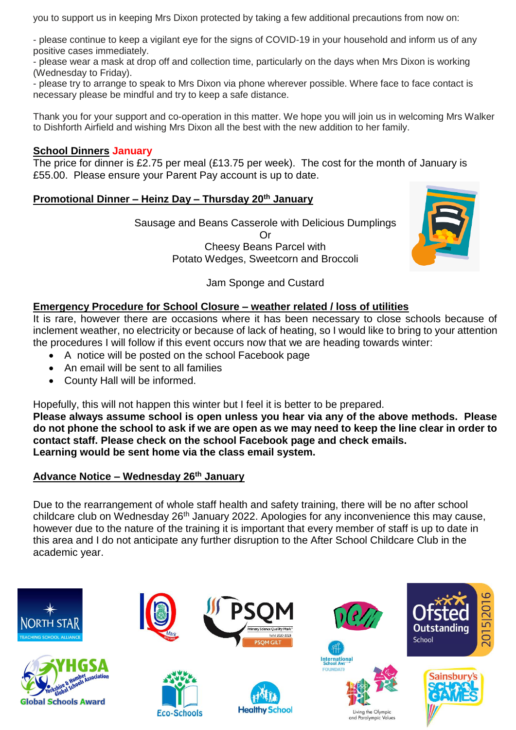you to support us in keeping Mrs Dixon protected by taking a few additional precautions from now on:

- please continue to keep a vigilant eye for the signs of COVID-19 in your household and inform us of any positive cases immediately.
- please wear a mask at drop off and collection time, particularly on the days when Mrs Dixon is working (Wednesday to Friday).
- please try to arrange to speak to Mrs Dixon via phone wherever possible. Where face to face contact is necessary please be mindful and try to keep a safe distance.

Thank you for your support and co-operation in this matter. We hope you will join us in welcoming Mrs Walker to Dishforth Airfield and wishing Mrs Dixon all the best with the new addition to her family.

## School Dinners January

The price for dinner is £2.75 per meal (£13.75 per week). The cost for the month of January is £55.00. Please ensure your Parent Pay account is up to date.

## Promotional Dinner – Heinz Day – Thursday 20th January

Sausage and Beans Casserole with Delicious Dumplings
Or
Cheesy Beans Parcel with
Potato Wedges, Sweetcorn and Broccoli

Jam Sponge and Custard

## Emergency Procedure for School Closure – weather related / loss of utilities

It is rare, however there are occasions where it has been necessary to close schools because of inclement weather, no electricity or because of lack of heating, so I would like to bring to your attention the procedures I will follow if this event occurs now that we are heading towards winter:

- A notice will be posted on the school Facebook page
- An email will be sent to all families
- County Hall will be informed.

Hopefully, this will not happen this winter but I feel it is better to be prepared.
**Please always assume school is open unless you hear via any of the above methods. Please do not phone the school to ask if we are open as we may need to keep the line clear in order to contact staff. Please check on the school Facebook page and check emails.**
**Learning would be sent home via the class email system.**

## Advance Notice – Wednesday 26th January

Due to the rearrangement of whole staff health and safety training, there will be no after school childcare club on Wednesday 26th January 2022. Apologies for any inconvenience this may cause, however due to the nature of the training it is important that every member of staff is up to date in this area and I do not anticipate any further disruption to the After School Childcare Club in the academic year.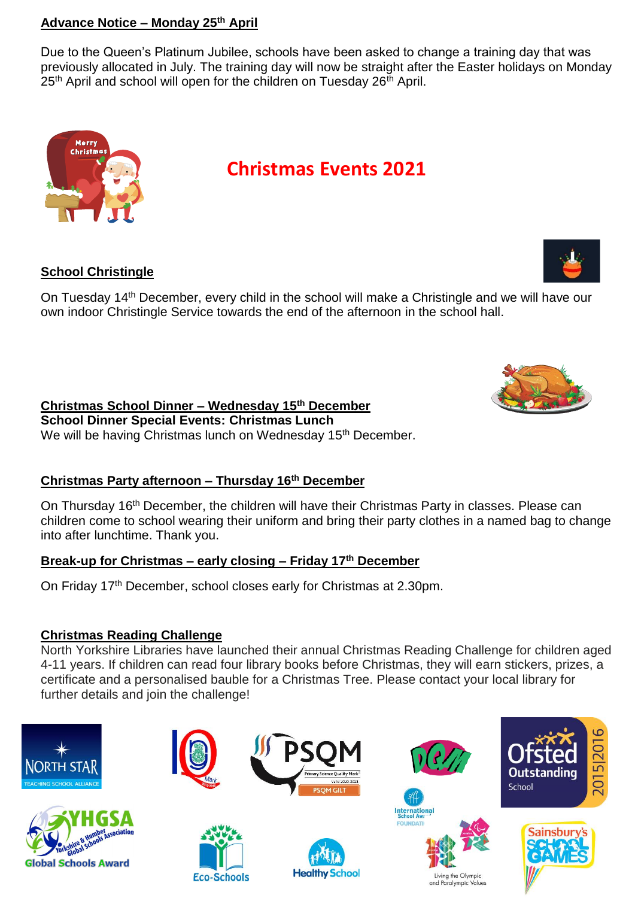**Advance Notice – Monday 25th April**

Due to the Queen's Platinum Jubilee, schools have been asked to change a training day that was previously allocated in July. The training day will now be straight after the Easter holidays on Monday 25th April and school will open for the children on Tuesday 26th April.

# Christmas Events 2021

**School Christingle**

On Tuesday 14th December, every child in the school will make a Christingle and we will have our own indoor Christingle Service towards the end of the afternoon in the school hall.

**Christmas School Dinner – Wednesday 15th December**
**School Dinner Special Events: Christmas Lunch**
We will be having Christmas lunch on Wednesday 15th December.

**Christmas Party afternoon – Thursday 16th December**

On Thursday 16th December, the children will have their Christmas Party in classes. Please can children come to school wearing their uniform and bring their party clothes in a named bag to change into after lunchtime. Thank you.

**Break-up for Christmas – early closing – Friday 17th December**

On Friday 17th December, school closes early for Christmas at 2.30pm.

**Christmas Reading Challenge**
North Yorkshire Libraries have launched their annual Christmas Reading Challenge for children aged 4-11 years. If children can read four library books before Christmas, they will earn stickers, prizes, a certificate and a personalised bauble for a Christmas Tree. Please contact your local library for further details and join the challenge!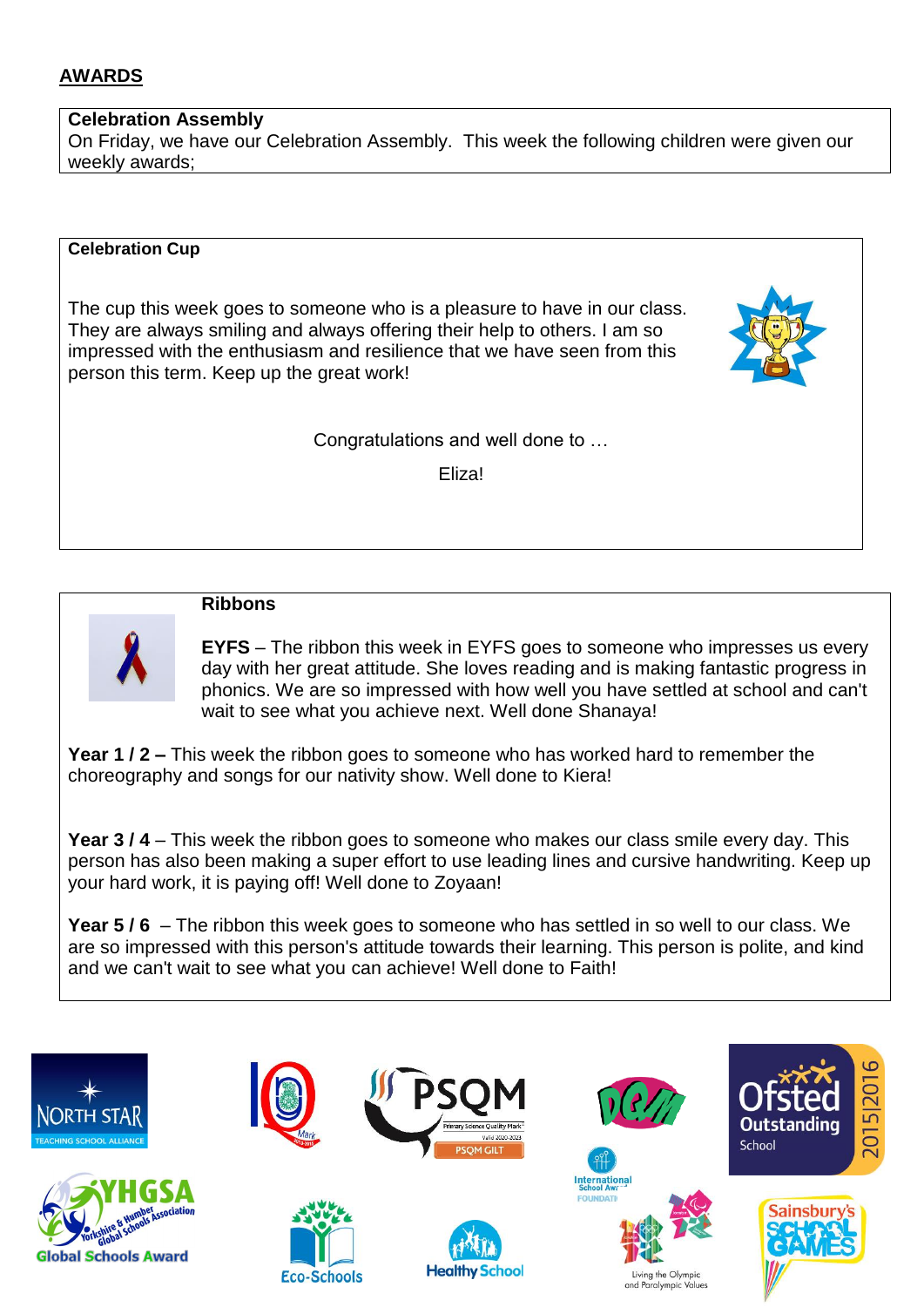## AWARDS

**Celebration Assembly**
On Friday, we have our Celebration Assembly. This week the following children were given our weekly awards;

**Celebration Cup**

The cup this week goes to someone who is a pleasure to have in our class. They are always smiling and always offering their help to others. I am so impressed with the enthusiasm and resilience that we have seen from this person this term. Keep up the great work!

Congratulations and well done to …

Eliza!

**Ribbons**

**EYFS** – The ribbon this week in EYFS goes to someone who impresses us every day with her great attitude. She loves reading and is making fantastic progress in phonics. We are so impressed with how well you have settled at school and can't wait to see what you achieve next. Well done Shanaya!

**Year 1 / 2 –** This week the ribbon goes to someone who has worked hard to remember the choreography and songs for our nativity show. Well done to Kiera!

**Year 3 / 4** – This week the ribbon goes to someone who makes our class smile every day. This person has also been making a super effort to use leading lines and cursive handwriting. Keep up your hard work, it is paying off! Well done to Zoyaan!

**Year 5 / 6** – The ribbon this week goes to someone who has settled in so well to our class. We are so impressed with this person's attitude towards their learning. This person is polite, and kind and we can't wait to see what you can achieve! Well done to Faith!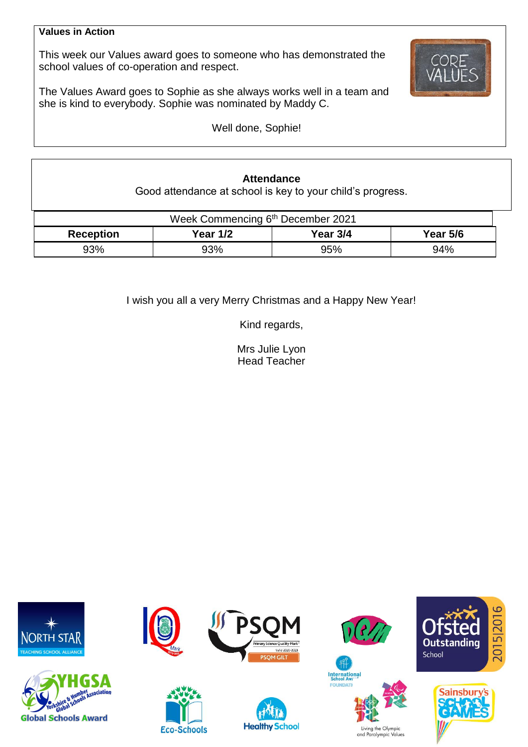**Values in Action**

This week our Values award goes to someone who has demonstrated the school values of co-operation and respect.

The Values Award goes to Sophie as she always works well in a team and she is kind to everybody. Sophie was nominated by Maddy C.

Well done, Sophie!

**Attendance**

Good attendance at school is key to your child's progress.

| Week Commencing 6th December 2021 | | | |
|---|---|---|---|
| **Reception** | **Year 1/2** | **Year 3/4** | **Year 5/6** |
| 93% | 93% | 95% | 94% |

I wish you all a very Merry Christmas and a Happy New Year!

Kind regards,

Mrs Julie Lyon
Head Teacher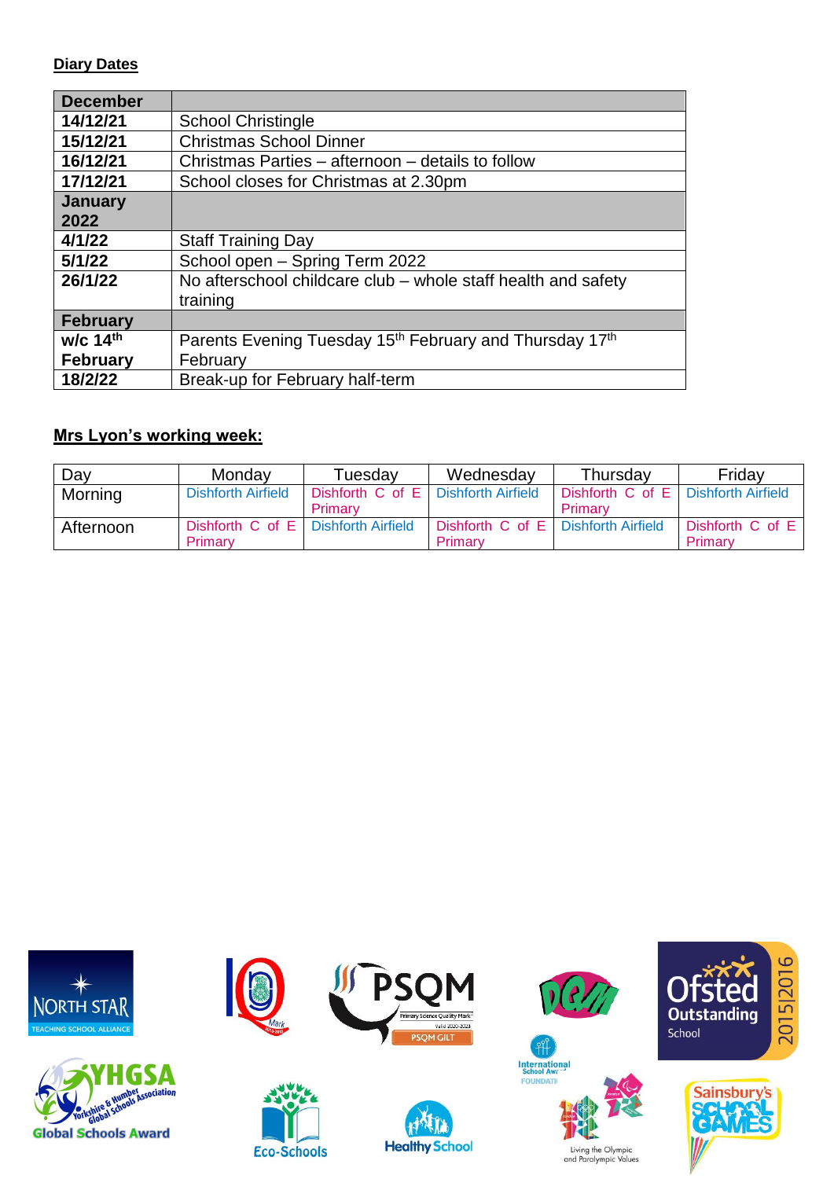**Diary Dates**

| | |
|---|---|
| **December** | |
| **14/12/21** | School Christingle |
| **15/12/21** | Christmas School Dinner |
| **16/12/21** | Christmas Parties – afternoon – details to follow |
| **17/12/21** | School closes for Christmas at 2.30pm |
| **January 2022** | |
| **4/1/22** | Staff Training Day |
| **5/1/22** | School open – Spring Term 2022 |
| **26/1/22** | No afterschool childcare club – whole staff health and safety training |
| **February** | |
| **w/c 14th February** | Parents Evening Tuesday 15th February and Thursday 17th February |
| **18/2/22** | Break-up for February half-term |

**Mrs Lyon's working week:**

| Day | Monday | Tuesday | Wednesday | Thursday | Friday |
|---|---|---|---|---|---|
| Morning | Dishforth Airfield | Dishforth C of E Primary | Dishforth Airfield | Dishforth C of E Primary | Dishforth Airfield |
| Afternoon | Dishforth C of E Primary | Dishforth Airfield | Dishforth C of E Primary | Dishforth Airfield | Dishforth C of E Primary |